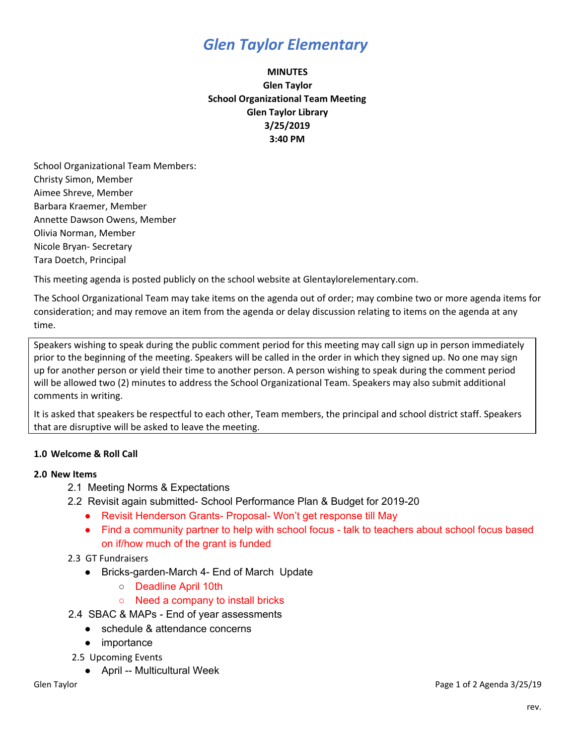# *Glen Taylor Elementary*

**MINUTES**
**Glen Taylor**
**School Organizational Team Meeting**
**Glen Taylor Library**
**3/25/2019**
**3:40 PM**

School Organizational Team Members:
Christy Simon, Member
Aimee Shreve, Member
Barbara Kraemer, Member
Annette Dawson Owens, Member
Olivia Norman, Member
Nicole Bryan- Secretary
Tara Doetch, Principal

This meeting agenda is posted publicly on the school website at Glentaylorelementary.com.

The School Organizational Team may take items on the agenda out of order; may combine two or more agenda items for consideration; and may remove an item from the agenda or delay discussion relating to items on the agenda at any time.

Speakers wishing to speak during the public comment period for this meeting may call sign up in person immediately prior to the beginning of the meeting. Speakers will be called in the order in which they signed up. No one may sign up for another person or yield their time to another person. A person wishing to speak during the comment period will be allowed two (2) minutes to address the School Organizational Team. Speakers may also submit additional comments in writing.

It is asked that speakers be respectful to each other, Team members, the principal and school district staff. Speakers that are disruptive will be asked to leave the meeting.

**1.0 Welcome & Roll Call**

**2.0 New Items**

- 2.1 Meeting Norms & Expectations
- 2.2 Revisit again submitted- School Performance Plan & Budget for 2019-20
  - Revisit Henderson Grants- Proposal- Won't get response till May
  - Find a community partner to help with school focus - talk to teachers about school focus based on if/how much of the grant is funded
- 2.3 GT Fundraisers
  - Bricks-garden-March 4- End of March Update
    - Deadline April 10th
    - Need a company to install bricks
- 2.4 SBAC & MAPs - End of year assessments
  - schedule & attendance concerns
  - importance
- 2.5 Upcoming Events
  - April -- Multicultural Week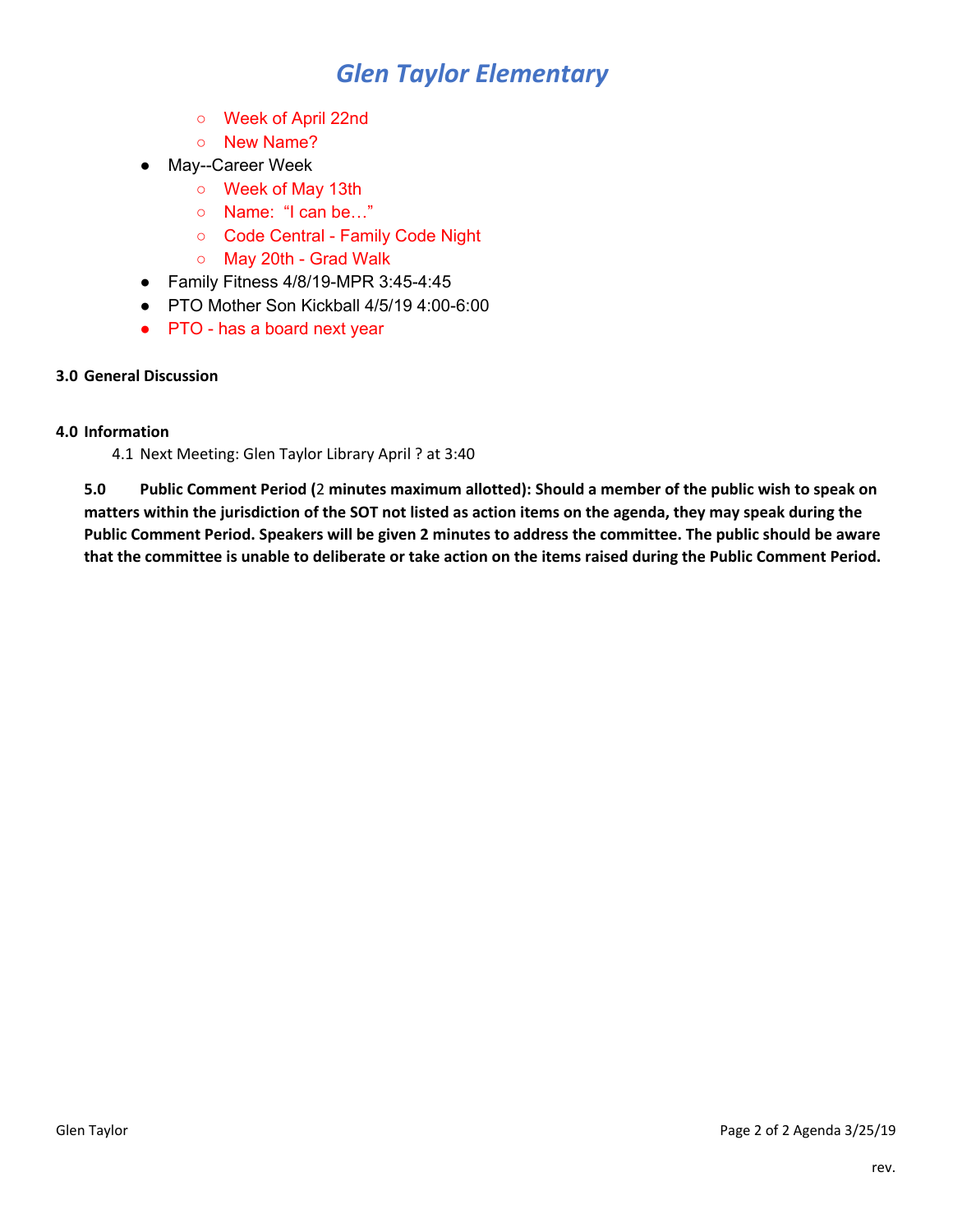# *Glen Taylor Elementary*

  - Week of April 22nd
  - New Name?
- May--Career Week
  - Week of May 13th
  - Name: "I can be…"
  - Code Central - Family Code Night
  - May 20th - Grad Walk
- Family Fitness 4/8/19-MPR 3:45-4:45
- PTO Mother Son Kickball 4/5/19 4:00-6:00
- PTO - has a board next year

**3.0 General Discussion**

**4.0 Information**

4.1 Next Meeting: Glen Taylor Library April ? at 3:40

**5.0 Public Comment Period (2 minutes maximum allotted): Should a member of the public wish to speak on matters within the jurisdiction of the SOT not listed as action items on the agenda, they may speak during the Public Comment Period. Speakers will be given 2 minutes to address the committee. The public should be aware that the committee is unable to deliberate or take action on the items raised during the Public Comment Period.**